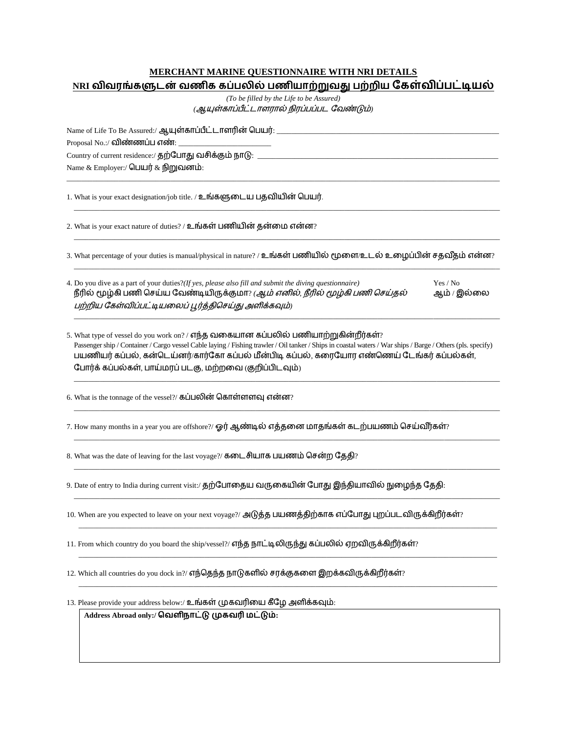## MERCHANT MARINE QUESTIONNAIRE WITH NRI DETAILS

## NRI விவரங்களுடன் வணிக கப்பலில் பணியாற்றுவது பற்றிய கேள்விப்பட்டியல்

*(To be filled by the Life to be Assured)*

*(ஆயுள்காப்பீட்டாளரால் நிரப்பப்பட வேண்டும்)*

Name of Life To Be Assured:/ ஆயுள்காப்பீட்டாளரின் பெயர்: ____________________

Proposal No.:/ விண்ணப்ப எண்: ____________________

Country of current residence:/ தற்போது வசிக்கும் நாடு: ____________________

Name & Employer:/ பெயர் & நிறுவனம்:

____________________

1. What is your exact designation/job title. / உங்களுடைய பதவியின் பெயர்.

____________________

2. What is your exact nature of duties? / உங்கள் பணியின் தன்மை என்ன?

____________________

3. What percentage of your duties is manual/physical in nature? / உங்கள் பணியில் மூளை/உடல் உழைப்பின் சதவீதம் என்ன?

____________________

4. Do you dive as a part of your duties?*(If yes, please also fill and submit the diving questionnaire)* — Yes / No

நீரில் மூழ்கி பணி செய்ய வேண்டியிருக்குமா? *(ஆம் எனில், நீரில் மூழ்கி பணி செய்தல் பற்றிய கேள்விப்பட்டியலைப் பூர்த்திசெய்து அளிக்கவும்)* — ஆம் / இல்லை

____________________

5. What type of vessel do you work on? / எந்த வகையான கப்பலில் பணியாற்றுகின்றீர்கள்?

Passenger ship / Container / Cargo vessel Cable laying / Fishing trawler / Oil tanker / Ships in coastal waters / War ships / Barge / Others (pls. specify)

பயணியர் கப்பல், கன்டெய்னர்/கார்கோ கப்பல் மீன்பிடி கப்பல், கரையோர எண்ணெய் டேங்கர் கப்பல்கள், போர்க் கப்பல்கள், பாய்மரப் படகு, மற்றவை (குறிப்பிடவும்)

____________________

6. What is the tonnage of the vessel?/ கப்பலின் கொள்ளளவு என்ன?

____________________

7. How many months in a year you are offshore?/ ஓர் ஆண்டில் எத்தனை மாதங்கள் கடற்பயணம் செய்வீர்கள்?

____________________

8. What was the date of leaving for the last voyage?/ கடைசியாக பயணம் சென்ற தேதி?

____________________

9. Date of entry to India during current visit:/ தற்போதைய வருகையின் போது இந்தியாவில் நுழைந்த தேதி:

____________________

10. When are you expected to leave on your next voyage?/ அடுத்த பயணத்திற்காக எப்போது புறப்படவிருக்கிறீர்கள்?

____________________

11. From which country do you board the ship/vessel?/ எந்த நாட்டிலிருந்து கப்பலில் ஏறவிருக்கிறீர்கள்?

____________________

12. Which all countries do you dock in?/ எந்தெந்த நாடுகளில் சரக்குகளை இறக்கவிருக்கிறீர்கள்?

____________________

13. Please provide your address below:/ உங்கள் முகவரியை கீழே அளிக்கவும்:

**Address Abroad only:/ வெளிநாட்டு முகவரி மட்டும்:**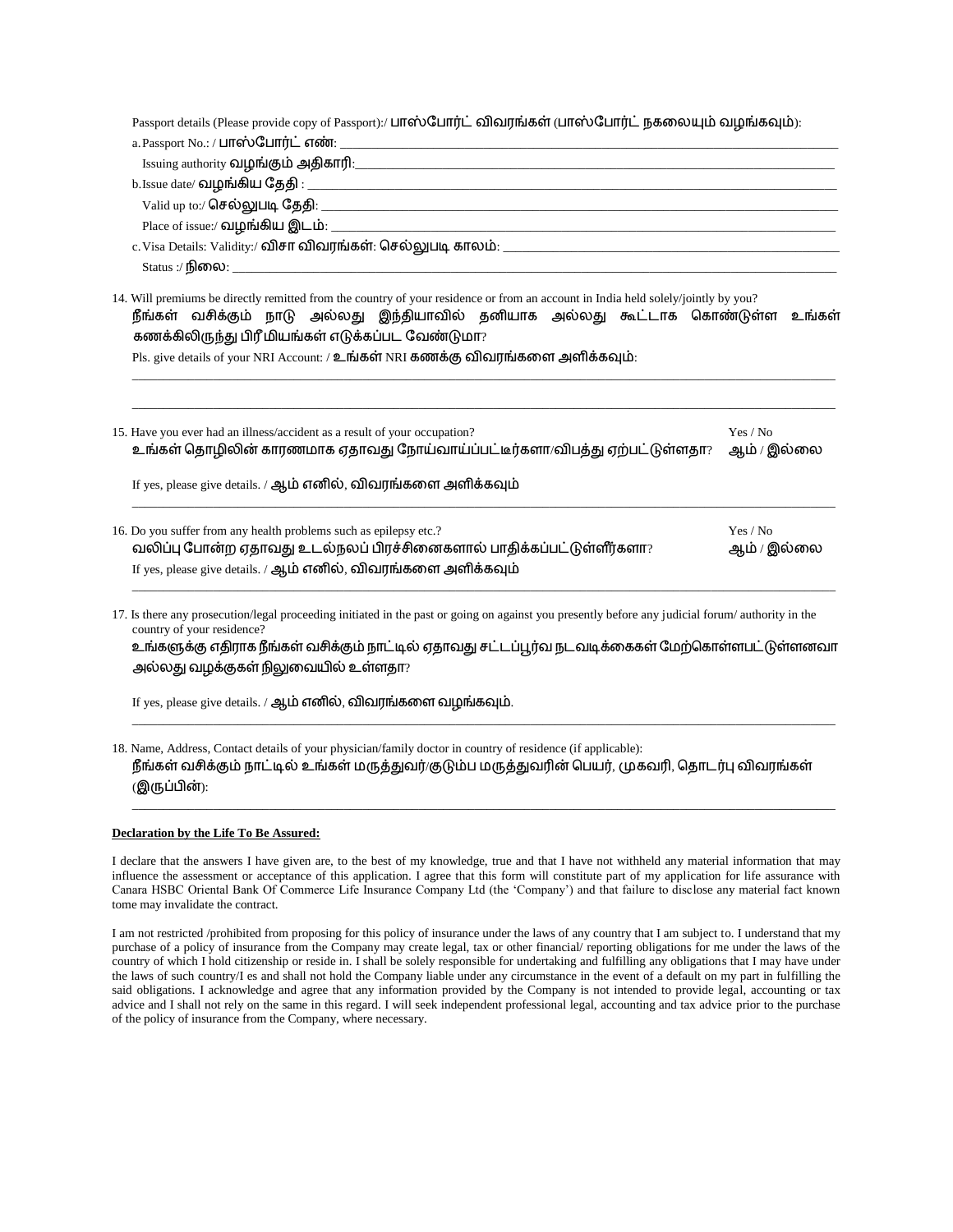Passport details (Please provide copy of Passport):/ பாஸ்போர்ட் விவரங்கள் (பாஸ்போர்ட் நகலையும் வழங்கவும்):

a. Passport No.: / பாஸ்போர்ட் எண்: ______________________________

Issuing authority வழங்கும் அதிகாரி: ______________________________

b. Issue date/ வழங்கிய தேதி : ______________________________

Valid up to:/ செல்லுபடி தேதி: ______________________________

Place of issue:/ வழங்கிய இடம்: ______________________________

c. Visa Details: Validity:/ விசா விவரங்கள்: செல்லுபடி காலம்: ______________________________

Status :/ நிலை: ______________________________

14. Will premiums be directly remitted from the country of your residence or from an account in India held solely/jointly by you?
நீங்கள் வசிக்கும் நாடு அல்லது இந்தியாவில் தனியாக அல்லது கூட்டாக கொண்டுள்ள உங்கள் கணக்கிலிருந்து பிரீமியங்கள் எடுக்கப்பட வேண்டுமா?

Pls. give details of your NRI Account: / உங்கள் NRI கணக்கு விவரங்களை அளிக்கவும்:

______________________________

______________________________

15. Have you ever had an illness/accident as a result of your occupation? Yes / No
உங்கள் தொழிலின் காரணமாக ஏதாவது நோய்வாய்ப்பட்டீர்களா/விபத்து ஏற்பட்டுள்ளதா? ஆம் / இல்லை

If yes, please give details. / ஆம் எனில், விவரங்களை அளிக்கவும்

______________________________

16. Do you suffer from any health problems such as epilepsy etc.? Yes / No
வலிப்பு போன்ற ஏதாவது உடல்நலப் பிரச்சினைகளால் பாதிக்கப்பட்டுள்ளீர்களா? ஆம் / இல்லை

If yes, please give details. / ஆம் எனில், விவரங்களை அளிக்கவும்

______________________________

17. Is there any prosecution/legal proceeding initiated in the past or going on against you presently before any judicial forum/ authority in the country of your residence?
உங்களுக்கு எதிராக நீங்கள் வசிக்கும் நாட்டில் ஏதாவது சட்டப்பூர்வ நடவடிக்கைகள் மேற்கொள்ளபட்டுள்ளனவா அல்லது வழக்குகள் நிலுவையில் உள்ளதா?

If yes, please give details. / ஆம் எனில், விவரங்களை வழங்கவும்.

______________________________

18. Name, Address, Contact details of your physician/family doctor in country of residence (if applicable):
நீங்கள் வசிக்கும் நாட்டில் உங்கள் மருத்துவர்/குடும்ப மருத்துவரின் பெயர், முகவரி, தொடர்பு விவரங்கள் (இருப்பின்):

______________________________

**Declaration by the Life To Be Assured:**

I declare that the answers I have given are, to the best of my knowledge, true and that I have not withheld any material information that may influence the assessment or acceptance of this application. I agree that this form will constitute part of my application for life assurance with Canara HSBC Oriental Bank Of Commerce Life Insurance Company Ltd (the 'Company') and that failure to disclose any material fact known tome may invalidate the contract.

I am not restricted /prohibited from proposing for this policy of insurance under the laws of any country that I am subject to. I understand that my purchase of a policy of insurance from the Company may create legal, tax or other financial/ reporting obligations for me under the laws of the country of which I hold citizenship or reside in. I shall be solely responsible for undertaking and fulfilling any obligations that I may have under the laws of such country/I es and shall not hold the Company liable under any circumstance in the event of a default on my part in fulfilling the said obligations. I acknowledge and agree that any information provided by the Company is not intended to provide legal, accounting or tax advice and I shall not rely on the same in this regard. I will seek independent professional legal, accounting and tax advice prior to the purchase of the policy of insurance from the Company, where necessary.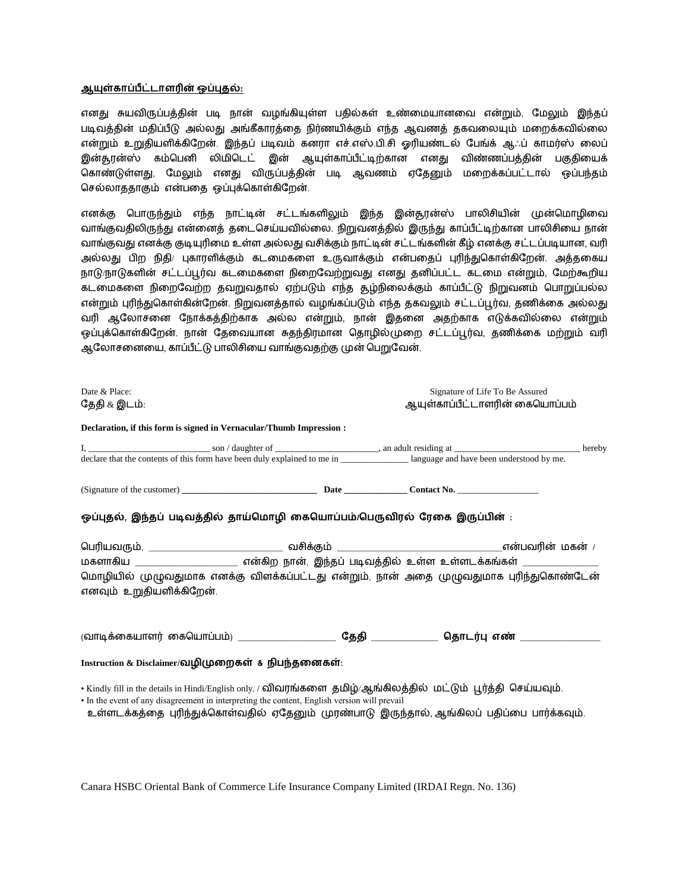**ஆயுள்காப்பீட்டாளரின் ஒப்புதல்:**

எனது சுயவிருப்பத்தின் படி நான் வழங்கியுள்ள பதில்கள் உண்மையானவை என்றும், மேலும் இந்தப் படிவத்தின் மதிப்பீடு அல்லது அங்கீகாரத்தை நிர்ணயிக்கும் எந்த ஆவணத் தகவலையும் மறைக்கவில்லை என்றும் உறுதியளிக்கிறேன். இந்தப் படிவம் கனரா எச்.எஸ்.பி.சி ஓரியண்டல் பேங்க் ஆஃப் காமர்ஸ் லைப் இன்சூரன்ஸ் கம்பெனி லிமிடெட் இன் ஆயுள்காப்பீட்டிற்கான எனது விண்ணப்பத்தின் பகுதியைக் கொண்டுள்ளது, மேலும் எனது விருப்பத்தின் படி ஆவணம் ஏதேனும் மறைக்கப்பட்டால் ஒப்பந்தம் செல்லாததாகும் என்பதை ஒப்புக்கொள்கிறேன்.

எனக்கு பொருந்தும் எந்த நாட்டின் சட்டங்களிலும் இந்த இன்சூரன்ஸ் பாலிசியின் முன்மொழிவை வாங்குவதிலிருந்து என்னைத் தடைசெய்யவில்லை. நிறுவனத்தில் இருந்து காப்பீட்டிற்கான பாலிசியை நான் வாங்குவது எனக்கு குடியுரிமை உள்ள அல்லது வசிக்கும் நாட்டின் சட்டங்களின் கீழ் எனக்கு சட்டப்படியான, வரி அல்லது பிற நிதி/ புகாரளிக்கும் கடமைகளை உருவாக்கும் என்பதைப் புரிந்துகொள்கிறேன். அத்தகைய நாடு/நாடுகளின் சட்டப்பூர்வ கடமைகளை நிறைவேற்றுவது எனது தனிப்பட்ட கடமை என்றும், மேற்கூறிய கடமைகளை நிறைவேற்ற தவறுவதால் ஏற்படும் எந்த சூழ்நிலைக்கும் காப்பீட்டு நிறுவனம் பொறுப்பல்ல என்றும் புரிந்துகொள்கின்றேன். நிறுவனத்தால் வழங்கப்படும் எந்த தகவலும் சட்டப்பூர்வ, தணிக்கை அல்லது வரி ஆலோசனை நோக்கத்திற்காக அல்ல என்றும், நான் இதனை அதற்காக எடுக்கவில்லை என்றும் ஒப்புக்கொள்கிறேன். நான் தேவையான சுதந்திரமான தொழில்முறை சட்டப்பூர்வ, தணிக்கை மற்றும் வரி ஆலோசனையை, காப்பீட்டு பாலிசியை வாங்குவதற்கு முன் பெறுவேன்.

Date & Place:
தேதி & இடம்:

Signature of Life To Be Assured
ஆயுள்காப்பீட்டாளரின் கையொப்பம்

**Declaration, if this form is signed in Vernacular/Thumb Impression :**

I, __________________________ son / daughter of ______________________, an adult residing at ___________________________ hereby declare that the contents of this form have been duly explained to me in _______________ language and have been understood by me.

(Signature of the customer) ______________________________ **Date** ______________ **Contact No.** __________________

**ஒப்புதல், இந்தப் படிவத்தில் தாய்மொழி கையொப்பம்/பெருவிரல் ரேகை இருப்பின் :**

பெரியவரும், ________________________ வசிக்கும் ______________________________என்பவரின் மகன் / மகளாகிய ___________________ என்கிற நான், இந்தப் படிவத்தில் உள்ள உள்ளடக்கங்கள் ______________ மொழியில் முழுவதுமாக எனக்கு விளக்கப்பட்டது என்றும், நான் அதை முழுவதுமாக புரிந்துகொண்டேன் எனவும் உறுதியளிக்கிறேன்.

(வாடிக்கையாளர் கையொப்பம்) __________________ **தேதி** ____________ **தொடர்பு எண்** ______________

**Instruction & Disclaimer/வழிமுறைகள் & நிபந்தனைகள்:**

- Kindly fill in the details in Hindi/English only. / விவரங்களை தமிழ்/ஆங்கிலத்தில் மட்டும் பூர்த்தி செய்யவும்.
- In the event of any disagreement in interpreting the content, English version will prevail
  உள்ளடக்கத்தை புரிந்துக்கொள்வதில் ஏதேனும் முரண்பாடு இருந்தால், ஆங்கிலப் பதிப்பை பார்க்கவும்.

Canara HSBC Oriental Bank of Commerce Life Insurance Company Limited (IRDAI Regn. No. 136)